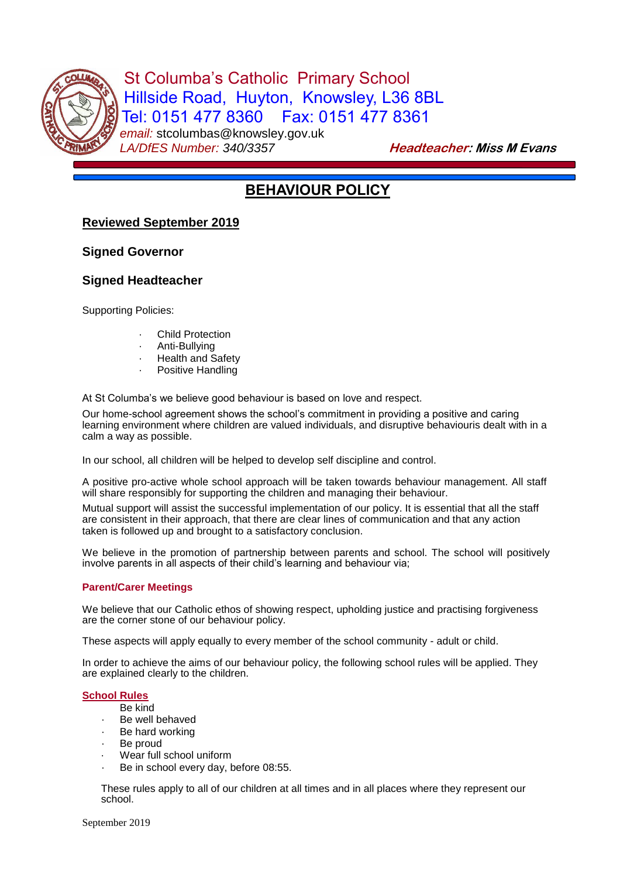St Columba's Catholic Primary School
Hillside Road, Huyton, Knowsley, L36 8BL
Tel: 0151 477 8360 Fax: 0151 477 8361
*email:* stcolumbas@knowsley.gov.uk
*LA/DfES Number: 340/3357* ***Headteacher: Miss M Evans***

# BEHAVIOUR POLICY

**Reviewed September 2019**

**Signed Governor**

**Signed Headteacher**

Supporting Policies:

- Child Protection
- Anti-Bullying
- Health and Safety
- Positive Handling

At St Columba's we believe good behaviour is based on love and respect.

Our home-school agreement shows the school's commitment in providing a positive and caring learning environment where children are valued individuals, and disruptive behaviouris dealt with in a calm a way as possible.

In our school, all children will be helped to develop self discipline and control.

A positive pro-active whole school approach will be taken towards behaviour management. All staff will share responsibly for supporting the children and managing their behaviour.

Mutual support will assist the successful implementation of our policy. It is essential that all the staff are consistent in their approach, that there are clear lines of communication and that any action taken is followed up and brought to a satisfactory conclusion.

We believe in the promotion of partnership between parents and school. The school will positively involve parents in all aspects of their child's learning and behaviour via;

**Parent/Carer Meetings**

We believe that our Catholic ethos of showing respect, upholding justice and practising forgiveness are the corner stone of our behaviour policy.

These aspects will apply equally to every member of the school community - adult or child.

In order to achieve the aims of our behaviour policy, the following school rules will be applied. They are explained clearly to the children.

**School Rules**

- Be kind
- Be well behaved
- Be hard working
- Be proud
- Wear full school uniform
- Be in school every day, before 08:55.

These rules apply to all of our children at all times and in all places where they represent our school.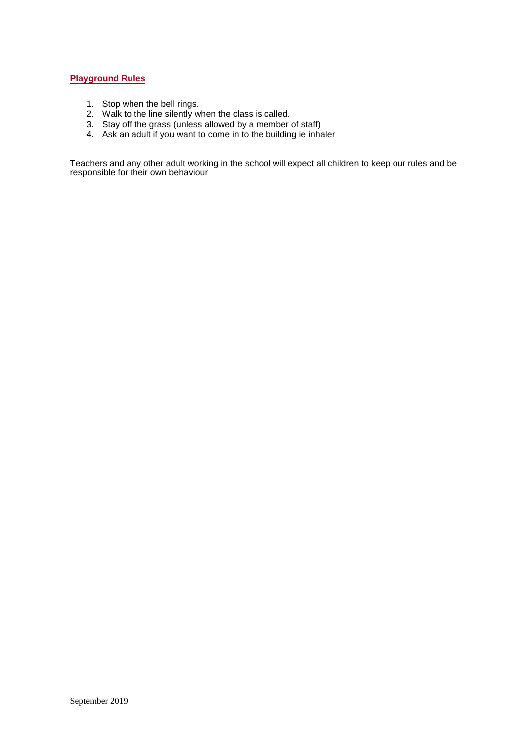## Playground Rules

1. Stop when the bell rings.
2. Walk to the line silently when the class is called.
3. Stay off the grass (unless allowed by a member of staff)
4. Ask an adult if you want to come in to the building ie inhaler

Teachers and any other adult working in the school will expect all children to keep our rules and be responsible for their own behaviour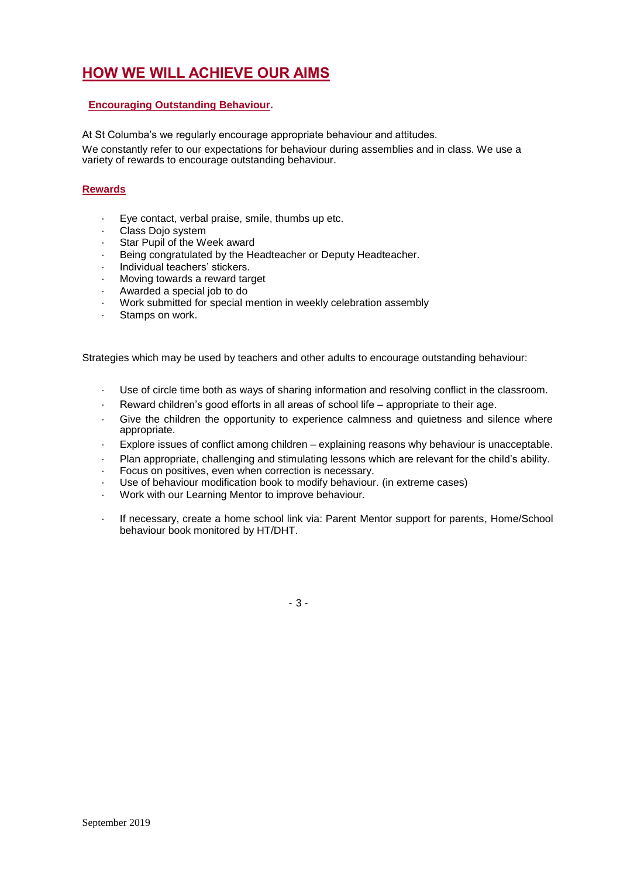## HOW WE WILL ACHIEVE OUR AIMS

### Encouraging Outstanding Behaviour.

At St Columba's we regularly encourage appropriate behaviour and attitudes.

We constantly refer to our expectations for behaviour during assemblies and in class. We use a variety of rewards to encourage outstanding behaviour.

### Rewards

- Eye contact, verbal praise, smile, thumbs up etc.
- Class Dojo system
- Star Pupil of the Week award
- Being congratulated by the Headteacher or Deputy Headteacher.
- Individual teachers' stickers.
- Moving towards a reward target
- Awarded a special job to do
- Work submitted for special mention in weekly celebration assembly
- Stamps on work.

Strategies which may be used by teachers and other adults to encourage outstanding behaviour:

- Use of circle time both as ways of sharing information and resolving conflict in the classroom.
- Reward children's good efforts in all areas of school life – appropriate to their age.
- Give the children the opportunity to experience calmness and quietness and silence where appropriate.
- Explore issues of conflict among children – explaining reasons why behaviour is unacceptable.
- Plan appropriate, challenging and stimulating lessons which are relevant for the child's ability.
- Focus on positives, even when correction is necessary.
- Use of behaviour modification book to modify behaviour. (in extreme cases)
- Work with our Learning Mentor to improve behaviour.
- If necessary, create a home school link via: Parent Mentor support for parents, Home/School behaviour book monitored by HT/DHT.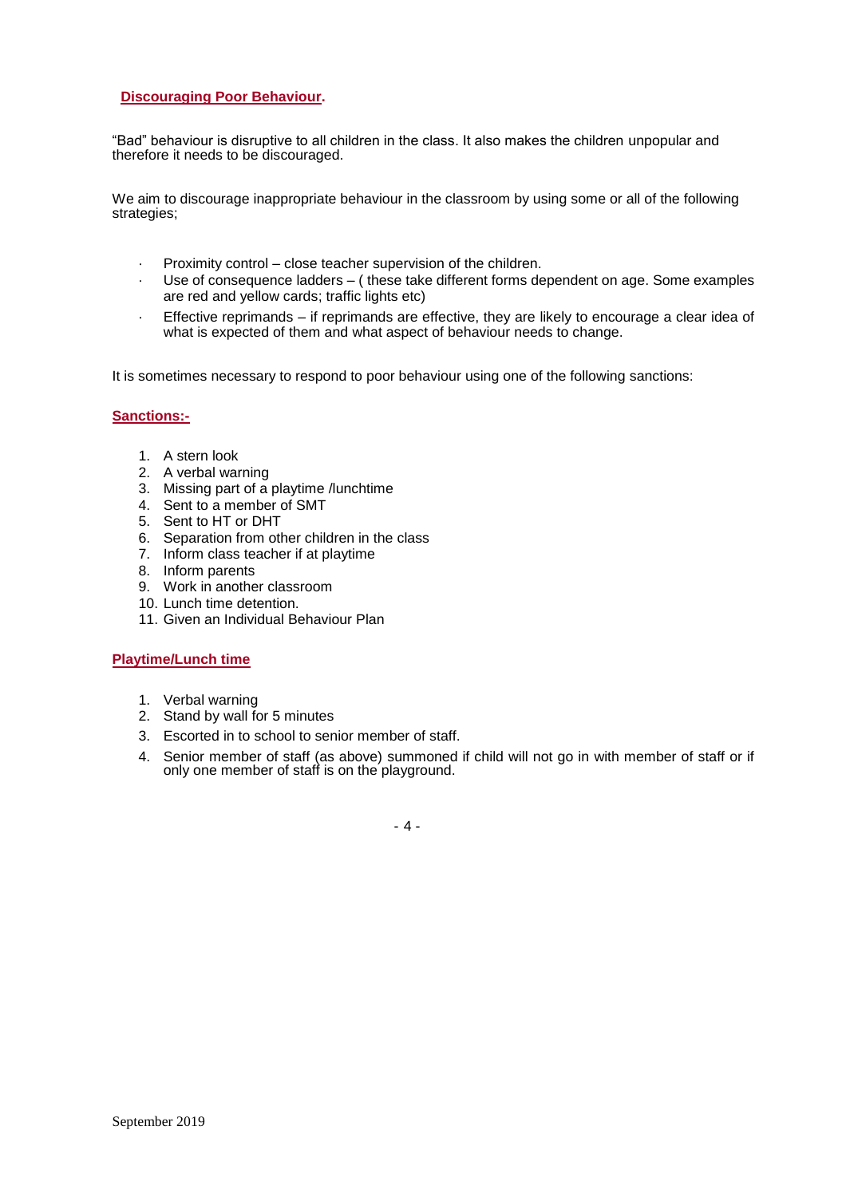## Discouraging Poor Behaviour.

"Bad" behaviour is disruptive to all children in the class. It also makes the children unpopular and therefore it needs to be discouraged.

We aim to discourage inappropriate behaviour in the classroom by using some or all of the following strategies;

- Proximity control – close teacher supervision of the children.
- Use of consequence ladders – ( these take different forms dependent on age. Some examples are red and yellow cards; traffic lights etc)
- Effective reprimands – if reprimands are effective, they are likely to encourage a clear idea of what is expected of them and what aspect of behaviour needs to change.

It is sometimes necessary to respond to poor behaviour using one of the following sanctions:

### Sanctions:-

1. A stern look
2. A verbal warning
3. Missing part of a playtime /lunchtime
4. Sent to a member of SMT
5. Sent to HT or DHT
6. Separation from other children in the class
7. Inform class teacher if at playtime
8. Inform parents
9. Work in another classroom
10. Lunch time detention.
11. Given an Individual Behaviour Plan

### Playtime/Lunch time

1. Verbal warning
2. Stand by wall for 5 minutes
3. Escorted in to school to senior member of staff.
4. Senior member of staff (as above) summoned if child will not go in with member of staff or if only one member of staff is on the playground.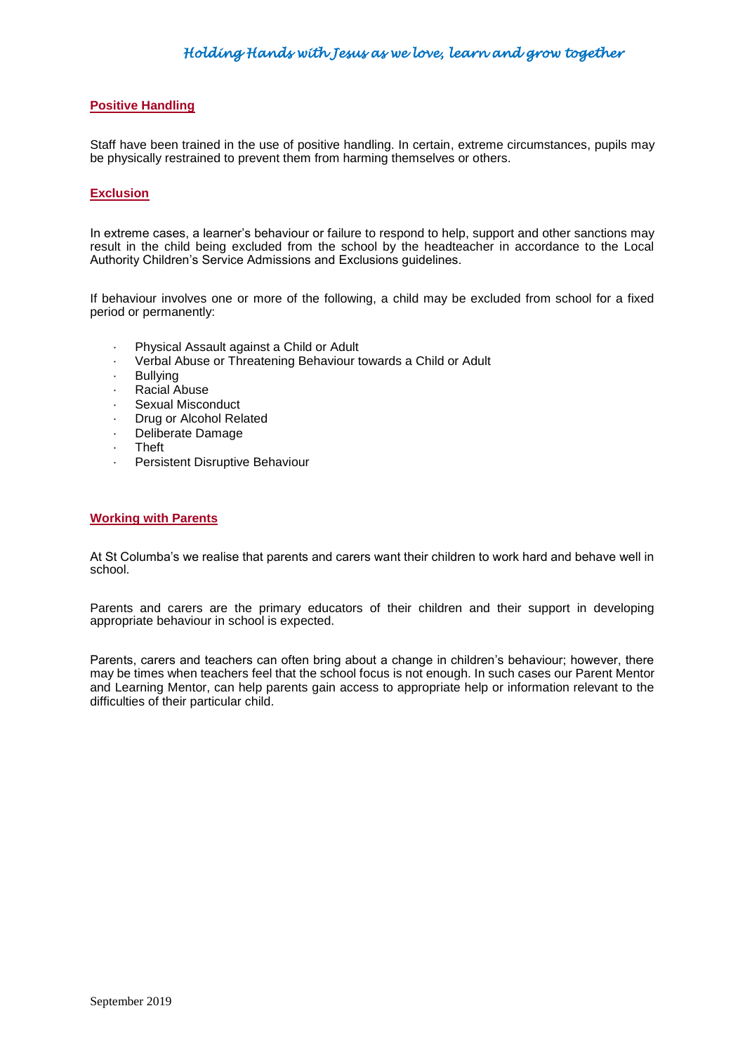## Positive Handling

Staff have been trained in the use of positive handling. In certain, extreme circumstances, pupils may be physically restrained to prevent them from harming themselves or others.

## Exclusion

In extreme cases, a learner's behaviour or failure to respond to help, support and other sanctions may result in the child being excluded from the school by the headteacher in accordance to the Local Authority Children's Service Admissions and Exclusions guidelines.

If behaviour involves one or more of the following, a child may be excluded from school for a fixed period or permanently:

- Physical Assault against a Child or Adult
- Verbal Abuse or Threatening Behaviour towards a Child or Adult
- Bullying
- Racial Abuse
- Sexual Misconduct
- Drug or Alcohol Related
- Deliberate Damage
- Theft
- Persistent Disruptive Behaviour

## Working with Parents

At St Columba's we realise that parents and carers want their children to work hard and behave well in school.

Parents and carers are the primary educators of their children and their support in developing appropriate behaviour in school is expected.

Parents, carers and teachers can often bring about a change in children's behaviour; however, there may be times when teachers feel that the school focus is not enough. In such cases our Parent Mentor and Learning Mentor, can help parents gain access to appropriate help or information relevant to the difficulties of their particular child.